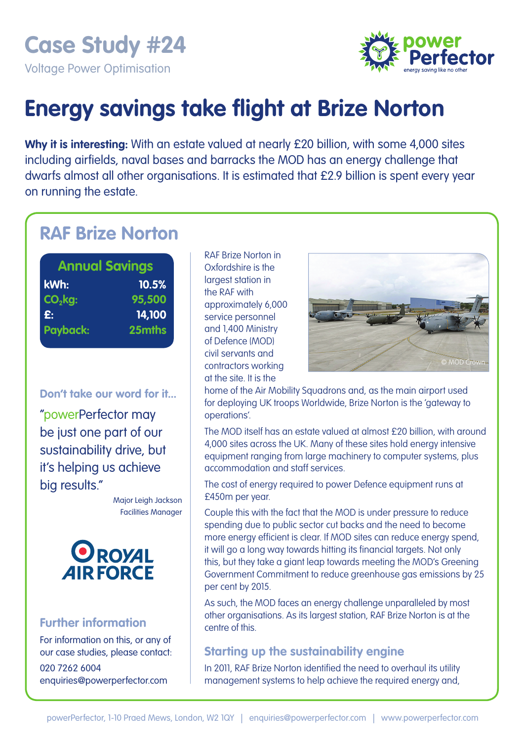# Case Study #24

Voltage Power Optimisation

# Energy savings take flight at Brize Norton

**Why it is interesting:** With an estate valued at nearly £20 billion, with some 4,000 sites including airfields, naval bases and barracks the MOD has an energy challenge that dwarfs almost all other organisations. It is estimated that £2.9 billion is spent every year on running the estate.

## RAF Brize Norton

| Annual Savings | |
|---|---|
| kWh: | 10.5% |
| $CO_2$kg: | 95,500 |
| £: | 14,100 |
| Payback: | 25mths |

### Don't take our word for it...

"powerPerfector may be just one part of our sustainability drive, but it's helping us achieve big results."

Major Leigh Jackson
Facilities Manager

### Further information

For information on this, or any of our case studies, please contact:

020 7262 6004
enquiries@powerperfector.com

RAF Brize Norton in Oxfordshire is the largest station in the RAF with approximately 6,000 service personnel and 1,400 Ministry of Defence (MOD) civil servants and contractors working at the site. It is the home of the Air Mobility Squadrons and, as the main airport used for deploying UK troops Worldwide, Brize Norton is the 'gateway to operations'.

© MOD Crown

The MOD itself has an estate valued at almost £20 billion, with around 4,000 sites across the UK. Many of these sites hold energy intensive equipment ranging from large machinery to computer systems, plus accommodation and staff services.

The cost of energy required to power Defence equipment runs at £450m per year.

Couple this with the fact that the MOD is under pressure to reduce spending due to public sector cut backs and the need to become more energy efficient is clear. If MOD sites can reduce energy spend, it will go a long way towards hitting its financial targets. Not only this, but they take a giant leap towards meeting the MOD's Greening Government Commitment to reduce greenhouse gas emissions by 25 per cent by 2015.

As such, the MOD faces an energy challenge unparalleled by most other organisations. As its largest station, RAF Brize Norton is at the centre of this.

### Starting up the sustainability engine

In 2011, RAF Brize Norton identified the need to overhaul its utility management systems to help achieve the required energy and,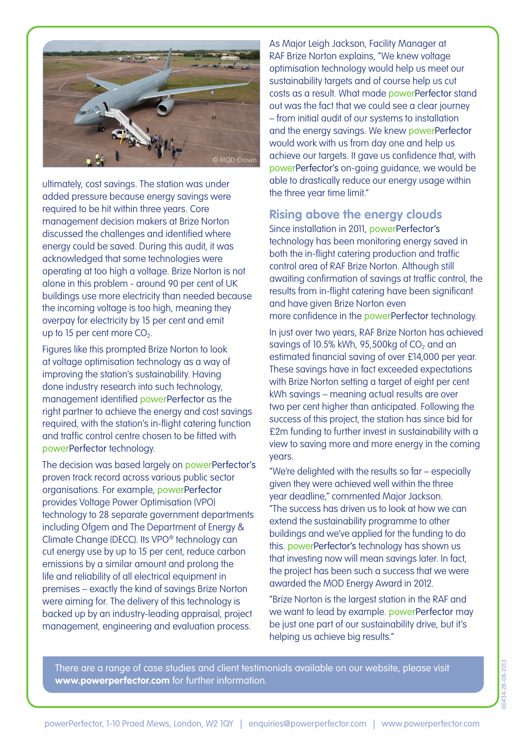ultimately, cost savings. The station was under added pressure because energy savings were required to be hit within three years. Core management decision makers at Brize Norton discussed the challenges and identified where energy could be saved. During this audit, it was acknowledged that some technologies were operating at too high a voltage. Brize Norton is not alone in this problem - around 90 per cent of UK buildings use more electricity than needed because the incoming voltage is too high, meaning they overpay for electricity by 15 per cent and emit up to 15 per cent more $CO_2$.

Figures like this prompted Brize Norton to look at voltage optimisation technology as a way of improving the station's sustainability. Having done industry research into such technology, management identified powerPerfector as the right partner to achieve the energy and cost savings required, with the station's in-flight catering function and traffic control centre chosen to be fitted with powerPerfector technology.

The decision was based largely on powerPerfector's proven track record across various public sector organisations. For example, powerPerfector provides Voltage Power Optimisation (VPO) technology to 28 separate government departments including Ofgem and The Department of Energy & Climate Change (DECC). Its VPO® technology can cut energy use by up to 15 per cent, reduce carbon emissions by a similar amount and prolong the life and reliability of all electrical equipment in premises – exactly the kind of savings Brize Norton were aiming for. The delivery of this technology is backed up by an industry-leading appraisal, project management, engineering and evaluation process.

As Major Leigh Jackson, Facility Manager at RAF Brize Norton explains, "We knew voltage optimisation technology would help us meet our sustainability targets and of course help us cut costs as a result. What made powerPerfector stand out was the fact that we could see a clear journey – from initial audit of our systems to installation and the energy savings. We knew powerPerfector would work with us from day one and help us achieve our targets. It gave us confidence that, with powerPerfector's on-going guidance, we would be able to drastically reduce our energy usage within the three year time limit."

## Rising above the energy clouds

Since installation in 2011, powerPerfector's technology has been monitoring energy saved in both the in-flight catering production and traffic control area of RAF Brize Norton. Although still awaiting confirmation of savings at traffic control, the results from in-flight catering have been significant and have given Brize Norton even more confidence in the powerPerfector technology.

In just over two years, RAF Brize Norton has achieved savings of 10.5% kWh, 95,500kg of $CO_2$ and an estimated financial saving of over £14,000 per year. These savings have in fact exceeded expectations with Brize Norton setting a target of eight per cent kWh savings – meaning actual results are over two per cent higher than anticipated. Following the success of this project, the station has since bid for £2m funding to further invest in sustainability with a view to saving more and more energy in the coming years.

"We're delighted with the results so far – especially given they were achieved well within the three year deadline," commented Major Jackson. "The success has driven us to look at how we can extend the sustainability programme to other buildings and we've applied for the funding to do this. powerPerfector's technology has shown us that investing now will mean savings later. In fact, the project has been such a success that we were awarded the MOD Energy Award in 2012.

"Brize Norton is the largest station in the RAF and we want to lead by example. powerPerfector may be just one part of our sustainability drive, but it's helping us achieve big results."

There are a range of case studies and client testimonials available on our website, please visit **www.powerperfector.com** for further information.

powerPerfector, 1-10 Praed Mews, London, W2 1QY | enquiries@powerperfector.com | www.powerperfector.com